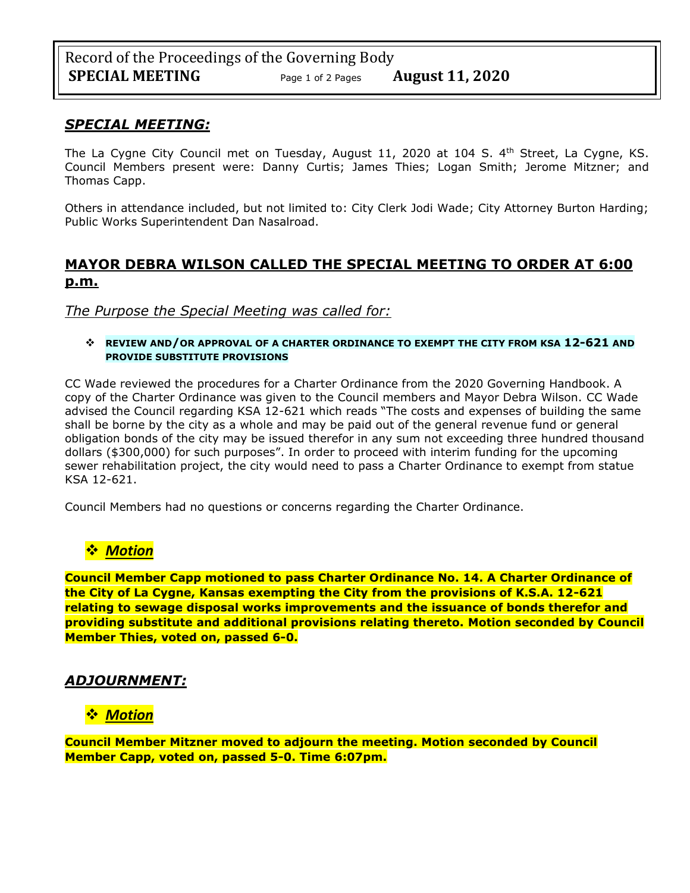Record of the Proceedings of the Governing Body
**SPECIAL MEETING** Page 1 of 2 Pages **August 11, 2020**

## ***SPECIAL MEETING:***

The La Cygne City Council met on Tuesday, August 11, 2020 at 104 S. 4th Street, La Cygne, KS. Council Members present were: Danny Curtis; James Thies; Logan Smith; Jerome Mitzner; and Thomas Capp.

Others in attendance included, but not limited to: City Clerk Jodi Wade; City Attorney Burton Harding; Public Works Superintendent Dan Nasalroad.

## **MAYOR DEBRA WILSON CALLED THE SPECIAL MEETING TO ORDER AT 6:00 p.m.**

*The Purpose the Special Meeting was called for:*

- **REVIEW AND/OR APPROVAL OF A CHARTER ORDINANCE TO EXEMPT THE CITY FROM KSA 12-621 AND PROVIDE SUBSTITUTE PROVISIONS**

CC Wade reviewed the procedures for a Charter Ordinance from the 2020 Governing Handbook. A copy of the Charter Ordinance was given to the Council members and Mayor Debra Wilson. CC Wade advised the Council regarding KSA 12-621 which reads "The costs and expenses of building the same shall be borne by the city as a whole and may be paid out of the general revenue fund or general obligation bonds of the city may be issued therefor in any sum not exceeding three hundred thousand dollars ($300,000) for such purposes". In order to proceed with interim funding for the upcoming sewer rehabilitation project, the city would need to pass a Charter Ordinance to exempt from statue KSA 12-621.

Council Members had no questions or concerns regarding the Charter Ordinance.

### ***Motion***

**Council Member Capp motioned to pass Charter Ordinance No. 14. A Charter Ordinance of the City of La Cygne, Kansas exempting the City from the provisions of K.S.A. 12-621 relating to sewage disposal works improvements and the issuance of bonds therefor and providing substitute and additional provisions relating thereto. Motion seconded by Council Member Thies, voted on, passed 6-0.**

## ***ADJOURNMENT:***

### ***Motion***

**Council Member Mitzner moved to adjourn the meeting. Motion seconded by Council Member Capp, voted on, passed 5-0. Time 6:07pm.**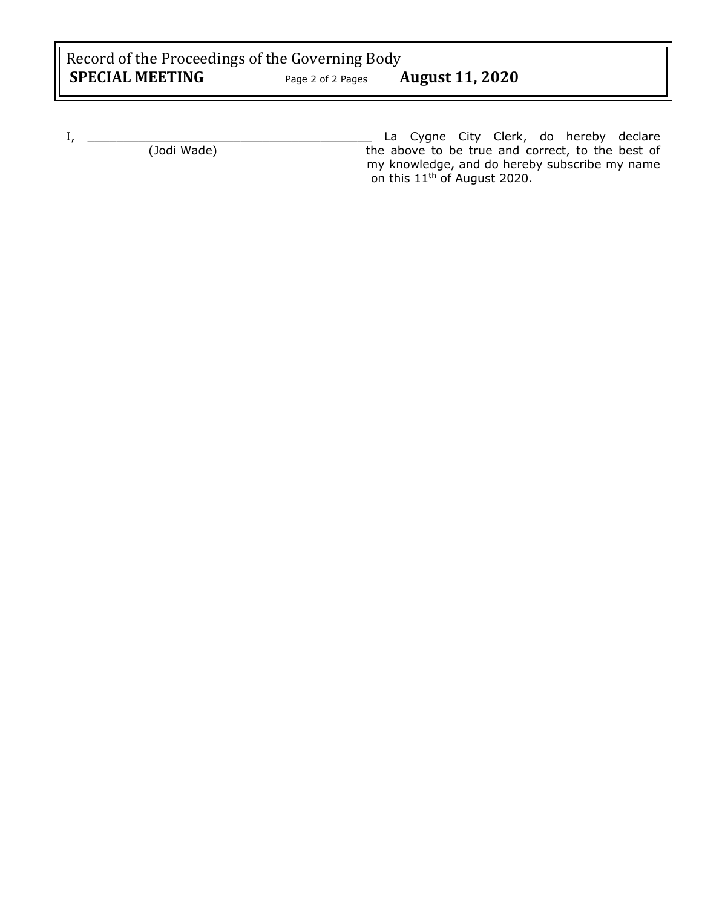I, ________________________________________ La Cygne City Clerk, do hereby declare the above to be true and correct, to the best of my knowledge, and do hereby subscribe my name on this 11th of August 2020.

(Jodi Wade)